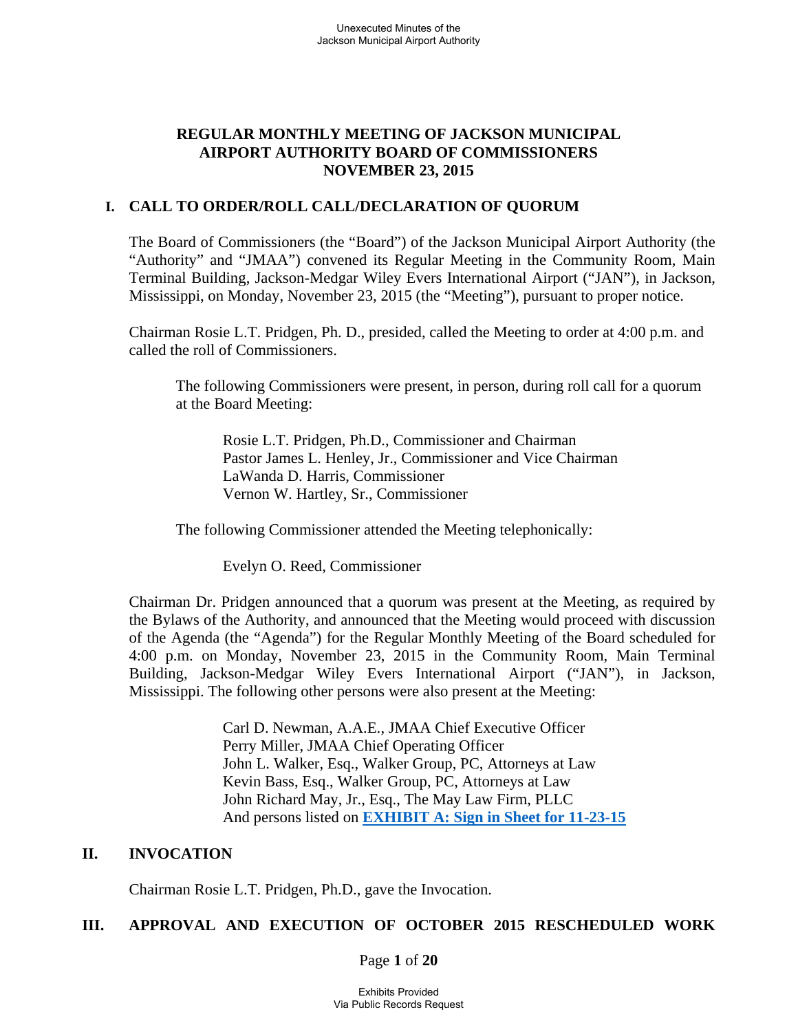# REGULAR MONTHLY MEETING OF JACKSON MUNICIPAL AIRPORT AUTHORITY BOARD OF COMMISSIONERS NOVEMBER 23, 2015

## I. CALL TO ORDER/ROLL CALL/DECLARATION OF QUORUM

The Board of Commissioners (the "Board") of the Jackson Municipal Airport Authority (the "Authority" and "JMAA") convened its Regular Meeting in the Community Room, Main Terminal Building, Jackson-Medgar Wiley Evers International Airport ("JAN"), in Jackson, Mississippi, on Monday, November 23, 2015 (the "Meeting"), pursuant to proper notice.

Chairman Rosie L.T. Pridgen, Ph. D., presided, called the Meeting to order at 4:00 p.m. and called the roll of Commissioners.

The following Commissioners were present, in person, during roll call for a quorum at the Board Meeting:

Rosie L.T. Pridgen, Ph.D., Commissioner and Chairman
Pastor James L. Henley, Jr., Commissioner and Vice Chairman
LaWanda D. Harris, Commissioner
Vernon W. Hartley, Sr., Commissioner

The following Commissioner attended the Meeting telephonically:

Evelyn O. Reed, Commissioner

Chairman Dr. Pridgen announced that a quorum was present at the Meeting, as required by the Bylaws of the Authority, and announced that the Meeting would proceed with discussion of the Agenda (the "Agenda") for the Regular Monthly Meeting of the Board scheduled for 4:00 p.m. on Monday, November 23, 2015 in the Community Room, Main Terminal Building, Jackson-Medgar Wiley Evers International Airport ("JAN"), in Jackson, Mississippi. The following other persons were also present at the Meeting:

Carl D. Newman, A.A.E., JMAA Chief Executive Officer
Perry Miller, JMAA Chief Operating Officer
John L. Walker, Esq., Walker Group, PC, Attorneys at Law
Kevin Bass, Esq., Walker Group, PC, Attorneys at Law
John Richard May, Jr., Esq., The May Law Firm, PLLC
And persons listed on **EXHIBIT A: Sign in Sheet for 11-23-15**

## II. INVOCATION

Chairman Rosie L.T. Pridgen, Ph.D., gave the Invocation.

## III. APPROVAL AND EXECUTION OF OCTOBER 2015 RESCHEDULED WORK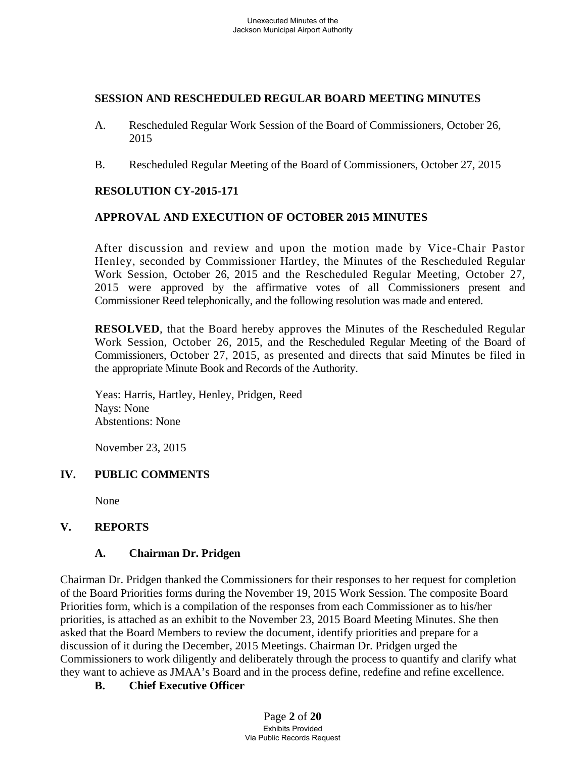**SESSION AND RESCHEDULED REGULAR BOARD MEETING MINUTES**

A. Rescheduled Regular Work Session of the Board of Commissioners, October 26, 2015

B. Rescheduled Regular Meeting of the Board of Commissioners, October 27, 2015

**RESOLUTION CY-2015-171**

**APPROVAL AND EXECUTION OF OCTOBER 2015 MINUTES**

After discussion and review and upon the motion made by Vice-Chair Pastor Henley, seconded by Commissioner Hartley, the Minutes of the Rescheduled Regular Work Session, October 26, 2015 and the Rescheduled Regular Meeting, October 27, 2015 were approved by the affirmative votes of all Commissioners present and Commissioner Reed telephonically, and the following resolution was made and entered.

**RESOLVED**, that the Board hereby approves the Minutes of the Rescheduled Regular Work Session, October 26, 2015, and the Rescheduled Regular Meeting of the Board of Commissioners, October 27, 2015, as presented and directs that said Minutes be filed in the appropriate Minute Book and Records of the Authority.

Yeas: Harris, Hartley, Henley, Pridgen, Reed
Nays: None
Abstentions: None

November 23, 2015

## IV. PUBLIC COMMENTS

None

## V. REPORTS

### A. Chairman Dr. Pridgen

Chairman Dr. Pridgen thanked the Commissioners for their responses to her request for completion of the Board Priorities forms during the November 19, 2015 Work Session. The composite Board Priorities form, which is a compilation of the responses from each Commissioner as to his/her priorities, is attached as an exhibit to the November 23, 2015 Board Meeting Minutes. She then asked that the Board Members to review the document, identify priorities and prepare for a discussion of it during the December, 2015 Meetings. Chairman Dr. Pridgen urged the Commissioners to work diligently and deliberately through the process to quantify and clarify what they want to achieve as JMAA's Board and in the process define, redefine and refine excellence.

### B. Chief Executive Officer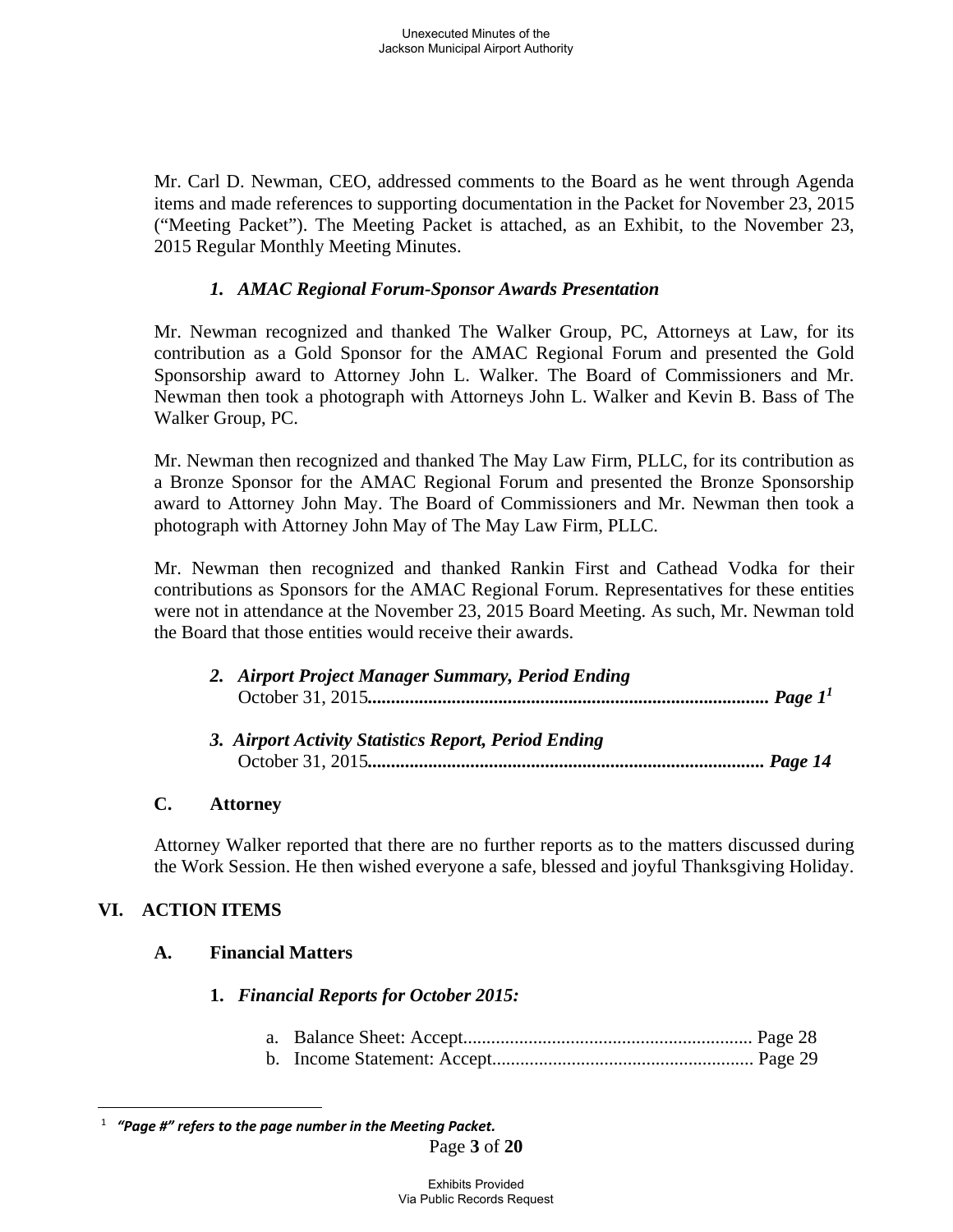Mr. Carl D. Newman, CEO, addressed comments to the Board as he went through Agenda items and made references to supporting documentation in the Packet for November 23, 2015 ("Meeting Packet"). The Meeting Packet is attached, as an Exhibit, to the November 23, 2015 Regular Monthly Meeting Minutes.

1. ***AMAC Regional Forum-Sponsor Awards Presentation***

Mr. Newman recognized and thanked The Walker Group, PC, Attorneys at Law, for its contribution as a Gold Sponsor for the AMAC Regional Forum and presented the Gold Sponsorship award to Attorney John L. Walker. The Board of Commissioners and Mr. Newman then took a photograph with Attorneys John L. Walker and Kevin B. Bass of The Walker Group, PC.

Mr. Newman then recognized and thanked The May Law Firm, PLLC, for its contribution as a Bronze Sponsor for the AMAC Regional Forum and presented the Bronze Sponsorship award to Attorney John May. The Board of Commissioners and Mr. Newman then took a photograph with Attorney John May of The May Law Firm, PLLC.

Mr. Newman then recognized and thanked Rankin First and Cathead Vodka for their contributions as Sponsors for the AMAC Regional Forum. Representatives for these entities were not in attendance at the November 23, 2015 Board Meeting. As such, Mr. Newman told the Board that those entities would receive their awards.

2. ***Airport Project Manager Summary, Period Ending*** October 31, 2015.................................................................................... ***Page 1***[1]

3. ***Airport Activity Statistics Report, Period Ending*** October 31, 2015.................................................................................... ***Page 14***

### C. Attorney

Attorney Walker reported that there are no further reports as to the matters discussed during the Work Session. He then wished everyone a safe, blessed and joyful Thanksgiving Holiday.

## VI. ACTION ITEMS

### A. Financial Matters

1. ***Financial Reports for October 2015:***

   a. Balance Sheet: Accept............................................................ Page 28
   b. Income Statement: Accept....................................................... Page 29

---

[1] ***"Page #" refers to the page number in the Meeting Packet.***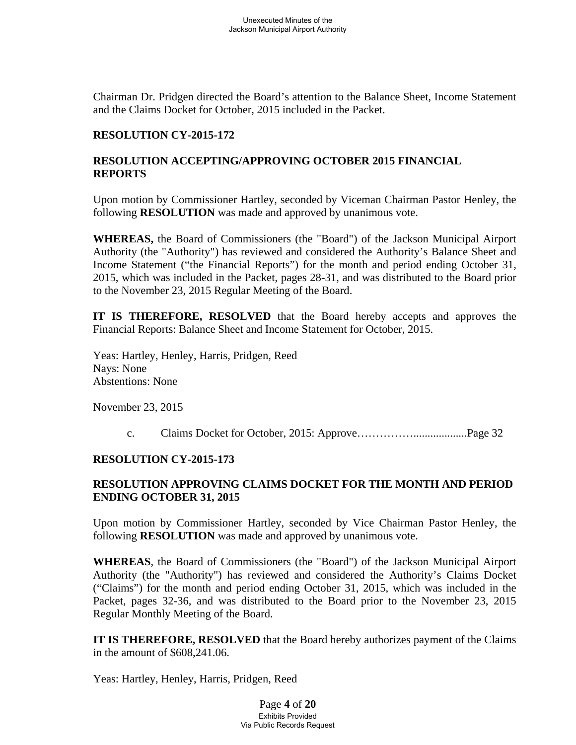Chairman Dr. Pridgen directed the Board's attention to the Balance Sheet, Income Statement and the Claims Docket for October, 2015 included in the Packet.

**RESOLUTION CY-2015-172**

**RESOLUTION ACCEPTING/APPROVING OCTOBER 2015 FINANCIAL REPORTS**

Upon motion by Commissioner Hartley, seconded by Viceman Chairman Pastor Henley, the following **RESOLUTION** was made and approved by unanimous vote.

**WHEREAS,** the Board of Commissioners (the "Board") of the Jackson Municipal Airport Authority (the "Authority") has reviewed and considered the Authority's Balance Sheet and Income Statement ("the Financial Reports") for the month and period ending October 31, 2015, which was included in the Packet, pages 28-31, and was distributed to the Board prior to the November 23, 2015 Regular Meeting of the Board.

**IT IS THEREFORE, RESOLVED** that the Board hereby accepts and approves the Financial Reports: Balance Sheet and Income Statement for October, 2015.

Yeas: Hartley, Henley, Harris, Pridgen, Reed
Nays: None
Abstentions: None

November 23, 2015

c. Claims Docket for October, 2015: Approve……………...................Page 32

**RESOLUTION CY-2015-173**

**RESOLUTION APPROVING CLAIMS DOCKET FOR THE MONTH AND PERIOD ENDING OCTOBER 31, 2015**

Upon motion by Commissioner Hartley, seconded by Vice Chairman Pastor Henley, the following **RESOLUTION** was made and approved by unanimous vote.

**WHEREAS**, the Board of Commissioners (the "Board") of the Jackson Municipal Airport Authority (the "Authority") has reviewed and considered the Authority's Claims Docket ("Claims") for the month and period ending October 31, 2015, which was included in the Packet, pages 32-36, and was distributed to the Board prior to the November 23, 2015 Regular Monthly Meeting of the Board.

**IT IS THEREFORE, RESOLVED** that the Board hereby authorizes payment of the Claims in the amount of $608,241.06.

Yeas: Hartley, Henley, Harris, Pridgen, Reed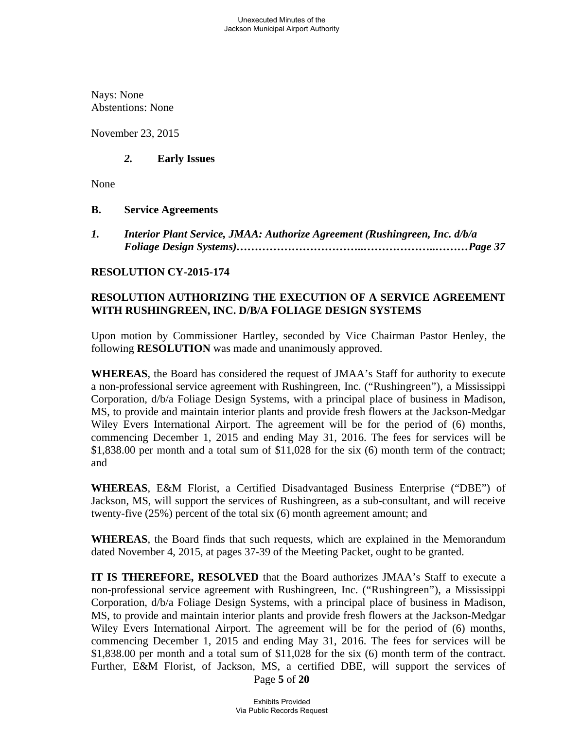Nays: None
Abstentions: None

November 23, 2015

***2.*** **Early Issues**

None

**B. Service Agreements**

***1. Interior Plant Service, JMAA: Authorize Agreement (Rushingreen, Inc. d/b/a Foliage Design Systems)……………………………..………………..………Page 37***

**RESOLUTION CY-2015-174**

**RESOLUTION AUTHORIZING THE EXECUTION OF A SERVICE AGREEMENT WITH RUSHINGREEN, INC. D/B/A FOLIAGE DESIGN SYSTEMS**

Upon motion by Commissioner Hartley, seconded by Vice Chairman Pastor Henley, the following **RESOLUTION** was made and unanimously approved.

**WHEREAS**, the Board has considered the request of JMAA's Staff for authority to execute a non-professional service agreement with Rushingreen, Inc. ("Rushingreen"), a Mississippi Corporation, d/b/a Foliage Design Systems, with a principal place of business in Madison, MS, to provide and maintain interior plants and provide fresh flowers at the Jackson-Medgar Wiley Evers International Airport. The agreement will be for the period of (6) months, commencing December 1, 2015 and ending May 31, 2016. The fees for services will be $1,838.00 per month and a total sum of $11,028 for the six (6) month term of the contract; and

**WHEREAS**, E&M Florist, a Certified Disadvantaged Business Enterprise ("DBE") of Jackson, MS, will support the services of Rushingreen, as a sub-consultant, and will receive twenty-five (25%) percent of the total six (6) month agreement amount; and

**WHEREAS**, the Board finds that such requests, which are explained in the Memorandum dated November 4, 2015, at pages 37-39 of the Meeting Packet, ought to be granted.

**IT IS THEREFORE, RESOLVED** that the Board authorizes JMAA's Staff to execute a non-professional service agreement with Rushingreen, Inc. ("Rushingreen"), a Mississippi Corporation, d/b/a Foliage Design Systems, with a principal place of business in Madison, MS, to provide and maintain interior plants and provide fresh flowers at the Jackson-Medgar Wiley Evers International Airport. The agreement will be for the period of (6) months, commencing December 1, 2015 and ending May 31, 2016. The fees for services will be $1,838.00 per month and a total sum of $11,028 for the six (6) month term of the contract. Further, E&M Florist, of Jackson, MS, a certified DBE, will support the services of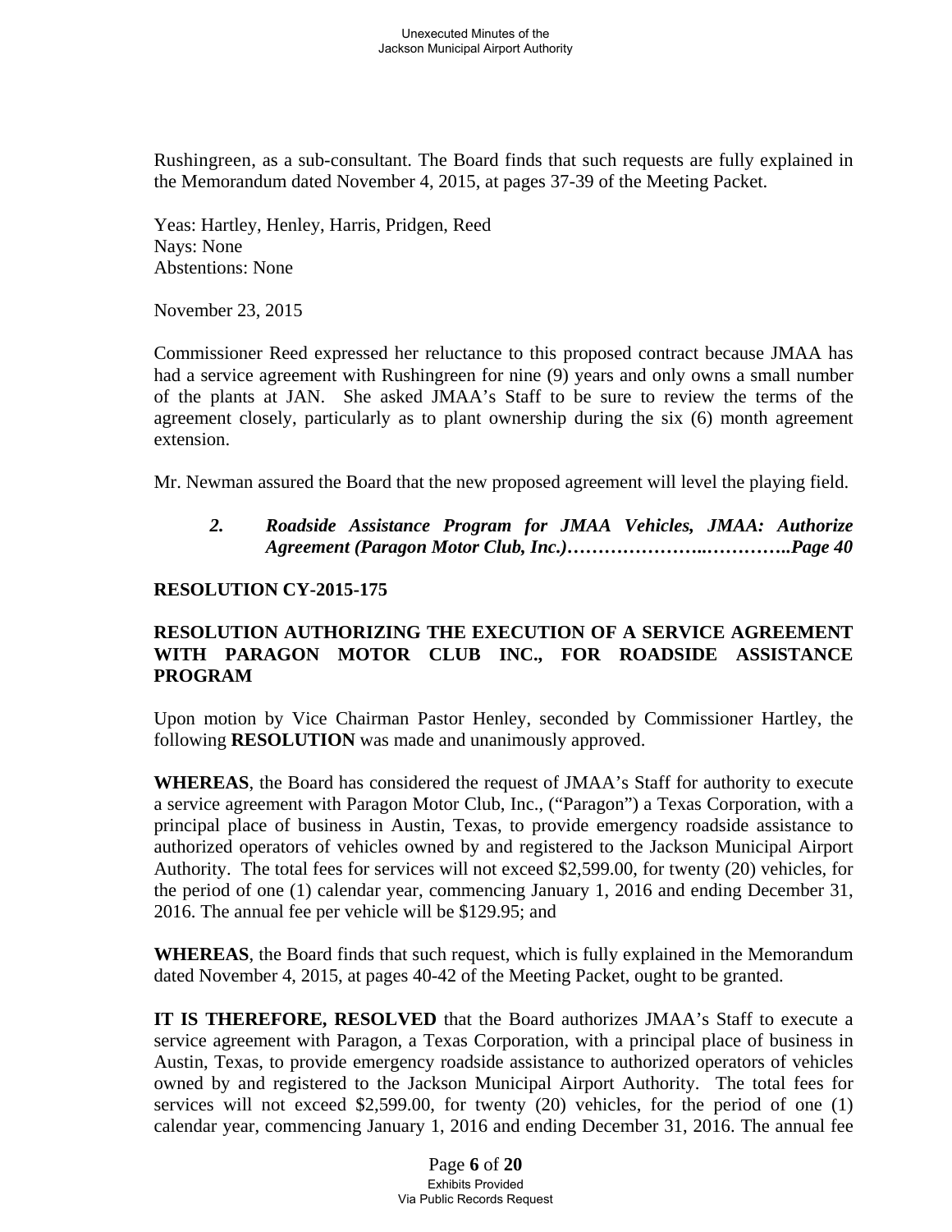Rushingreen, as a sub-consultant. The Board finds that such requests are fully explained in the Memorandum dated November 4, 2015, at pages 37-39 of the Meeting Packet.

Yeas: Hartley, Henley, Harris, Pridgen, Reed
Nays: None
Abstentions: None

November 23, 2015

Commissioner Reed expressed her reluctance to this proposed contract because JMAA has had a service agreement with Rushingreen for nine (9) years and only owns a small number of the plants at JAN. She asked JMAA's Staff to be sure to review the terms of the agreement closely, particularly as to plant ownership during the six (6) month agreement extension.

Mr. Newman assured the Board that the new proposed agreement will level the playing field.

*2. Roadside Assistance Program for JMAA Vehicles, JMAA: Authorize Agreement (Paragon Motor Club, Inc.)………………..…………..Page 40*

**RESOLUTION CY-2015-175**

**RESOLUTION AUTHORIZING THE EXECUTION OF A SERVICE AGREEMENT WITH PARAGON MOTOR CLUB INC., FOR ROADSIDE ASSISTANCE PROGRAM**

Upon motion by Vice Chairman Pastor Henley, seconded by Commissioner Hartley, the following **RESOLUTION** was made and unanimously approved.

**WHEREAS**, the Board has considered the request of JMAA's Staff for authority to execute a service agreement with Paragon Motor Club, Inc., ("Paragon") a Texas Corporation, with a principal place of business in Austin, Texas, to provide emergency roadside assistance to authorized operators of vehicles owned by and registered to the Jackson Municipal Airport Authority. The total fees for services will not exceed $2,599.00, for twenty (20) vehicles, for the period of one (1) calendar year, commencing January 1, 2016 and ending December 31, 2016. The annual fee per vehicle will be $129.95; and

**WHEREAS**, the Board finds that such request, which is fully explained in the Memorandum dated November 4, 2015, at pages 40-42 of the Meeting Packet, ought to be granted.

**IT IS THEREFORE, RESOLVED** that the Board authorizes JMAA's Staff to execute a service agreement with Paragon, a Texas Corporation, with a principal place of business in Austin, Texas, to provide emergency roadside assistance to authorized operators of vehicles owned by and registered to the Jackson Municipal Airport Authority. The total fees for services will not exceed $2,599.00, for twenty (20) vehicles, for the period of one (1) calendar year, commencing January 1, 2016 and ending December 31, 2016. The annual fee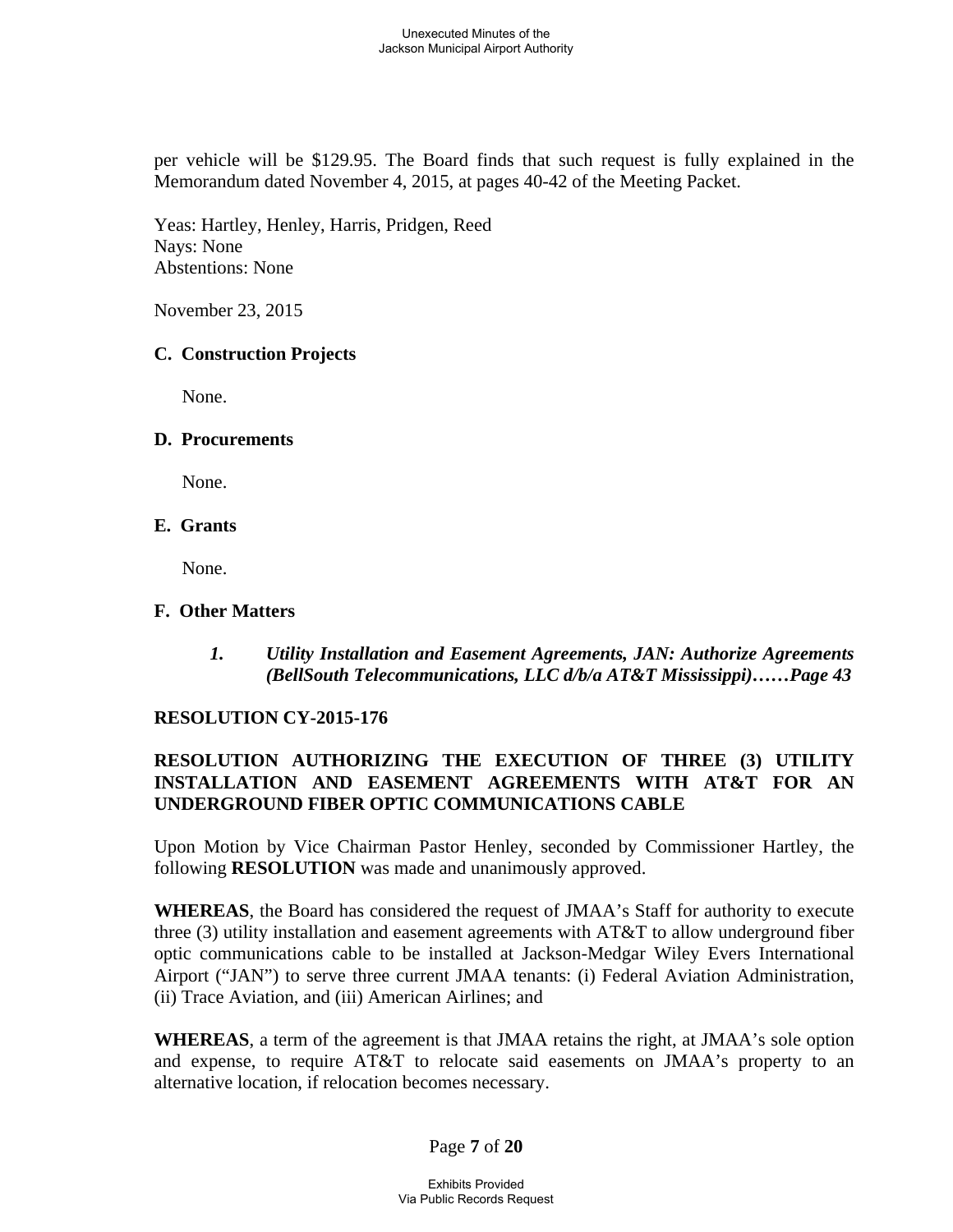per vehicle will be $129.95. The Board finds that such request is fully explained in the Memorandum dated November 4, 2015, at pages 40-42 of the Meeting Packet.

Yeas: Hartley, Henley, Harris, Pridgen, Reed
Nays: None
Abstentions: None

November 23, 2015

**C. Construction Projects**

None.

**D. Procurements**

None.

**E. Grants**

None.

**F. Other Matters**

***1. Utility Installation and Easement Agreements, JAN: Authorize Agreements (BellSouth Telecommunications, LLC d/b/a AT&T Mississippi)……Page 43***

**RESOLUTION CY-2015-176**

**RESOLUTION AUTHORIZING THE EXECUTION OF THREE (3) UTILITY INSTALLATION AND EASEMENT AGREEMENTS WITH AT&T FOR AN UNDERGROUND FIBER OPTIC COMMUNICATIONS CABLE**

Upon Motion by Vice Chairman Pastor Henley, seconded by Commissioner Hartley, the following **RESOLUTION** was made and unanimously approved.

**WHEREAS**, the Board has considered the request of JMAA's Staff for authority to execute three (3) utility installation and easement agreements with AT&T to allow underground fiber optic communications cable to be installed at Jackson-Medgar Wiley Evers International Airport ("JAN") to serve three current JMAA tenants: (i) Federal Aviation Administration, (ii) Trace Aviation, and (iii) American Airlines; and

**WHEREAS**, a term of the agreement is that JMAA retains the right, at JMAA's sole option and expense, to require AT&T to relocate said easements on JMAA's property to an alternative location, if relocation becomes necessary.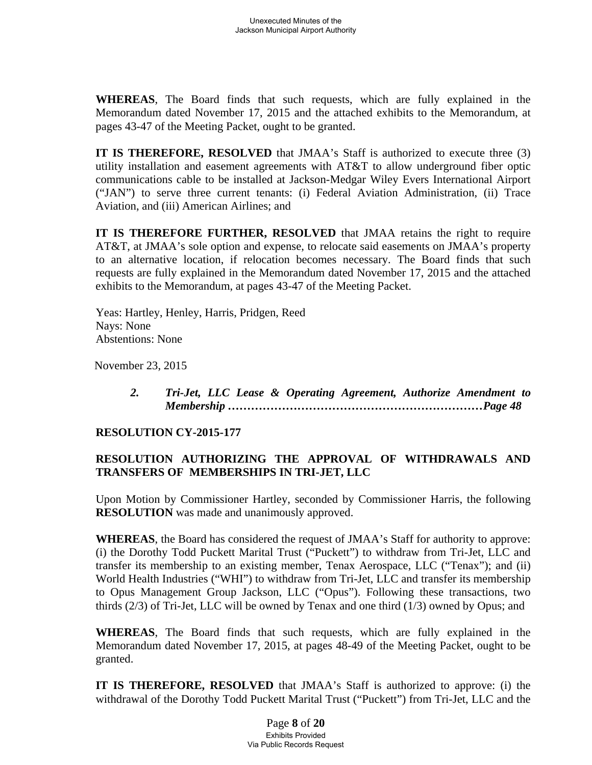**WHEREAS**, The Board finds that such requests, which are fully explained in the Memorandum dated November 17, 2015 and the attached exhibits to the Memorandum, at pages 43-47 of the Meeting Packet, ought to be granted.

**IT IS THEREFORE, RESOLVED** that JMAA's Staff is authorized to execute three (3) utility installation and easement agreements with AT&T to allow underground fiber optic communications cable to be installed at Jackson-Medgar Wiley Evers International Airport ("JAN") to serve three current tenants: (i) Federal Aviation Administration, (ii) Trace Aviation, and (iii) American Airlines; and

**IT IS THEREFORE FURTHER, RESOLVED** that JMAA retains the right to require AT&T, at JMAA's sole option and expense, to relocate said easements on JMAA's property to an alternative location, if relocation becomes necessary. The Board finds that such requests are fully explained in the Memorandum dated November 17, 2015 and the attached exhibits to the Memorandum, at pages 43-47 of the Meeting Packet.

Yeas: Hartley, Henley, Harris, Pridgen, Reed
Nays: None
Abstentions: None

November 23, 2015

> ***2. Tri-Jet, LLC Lease & Operating Agreement, Authorize Amendment to Membership ………………………………………………………Page 48***

**RESOLUTION CY-2015-177**

**RESOLUTION AUTHORIZING THE APPROVAL OF WITHDRAWALS AND TRANSFERS OF MEMBERSHIPS IN TRI-JET, LLC**

Upon Motion by Commissioner Hartley, seconded by Commissioner Harris, the following **RESOLUTION** was made and unanimously approved.

**WHEREAS**, the Board has considered the request of JMAA's Staff for authority to approve: (i) the Dorothy Todd Puckett Marital Trust ("Puckett") to withdraw from Tri-Jet, LLC and transfer its membership to an existing member, Tenax Aerospace, LLC ("Tenax"); and (ii) World Health Industries ("WHI") to withdraw from Tri-Jet, LLC and transfer its membership to Opus Management Group Jackson, LLC ("Opus"). Following these transactions, two thirds (2/3) of Tri-Jet, LLC will be owned by Tenax and one third (1/3) owned by Opus; and

**WHEREAS**, The Board finds that such requests, which are fully explained in the Memorandum dated November 17, 2015, at pages 48-49 of the Meeting Packet, ought to be granted.

**IT IS THEREFORE, RESOLVED** that JMAA's Staff is authorized to approve: (i) the withdrawal of the Dorothy Todd Puckett Marital Trust ("Puckett") from Tri-Jet, LLC and the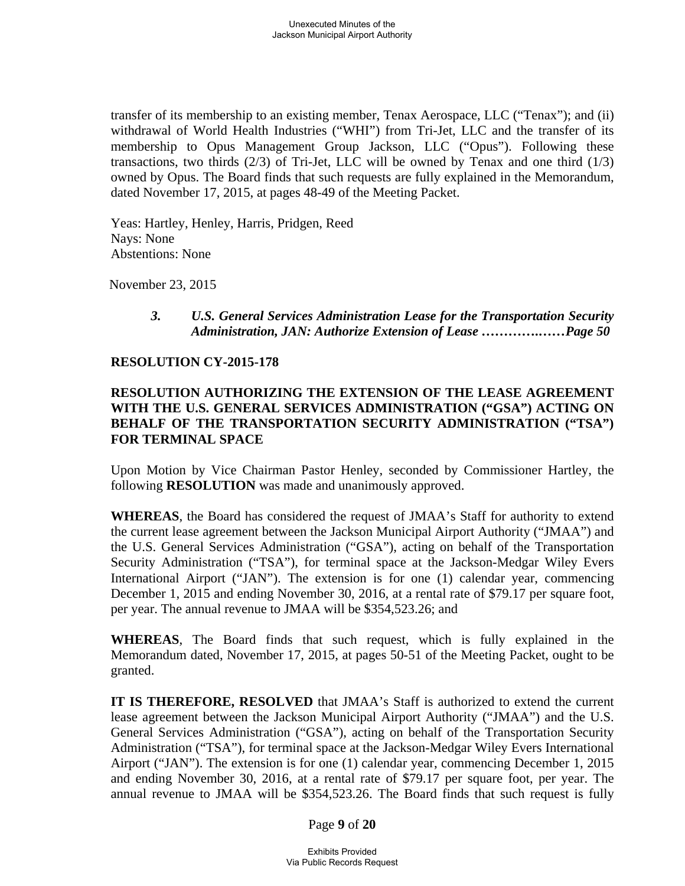transfer of its membership to an existing member, Tenax Aerospace, LLC ("Tenax"); and (ii) withdrawal of World Health Industries ("WHI") from Tri-Jet, LLC and the transfer of its membership to Opus Management Group Jackson, LLC ("Opus"). Following these transactions, two thirds (2/3) of Tri-Jet, LLC will be owned by Tenax and one third (1/3) owned by Opus. The Board finds that such requests are fully explained in the Memorandum, dated November 17, 2015, at pages 48-49 of the Meeting Packet.

Yeas: Hartley, Henley, Harris, Pridgen, Reed
Nays: None
Abstentions: None

November 23, 2015

*3. U.S. General Services Administration Lease for the Transportation Security Administration, JAN: Authorize Extension of Lease ……………..……Page 50*

**RESOLUTION CY-2015-178**

**RESOLUTION AUTHORIZING THE EXTENSION OF THE LEASE AGREEMENT WITH THE U.S. GENERAL SERVICES ADMINISTRATION ("GSA") ACTING ON BEHALF OF THE TRANSPORTATION SECURITY ADMINISTRATION ("TSA") FOR TERMINAL SPACE**

Upon Motion by Vice Chairman Pastor Henley, seconded by Commissioner Hartley, the following **RESOLUTION** was made and unanimously approved.

**WHEREAS**, the Board has considered the request of JMAA's Staff for authority to extend the current lease agreement between the Jackson Municipal Airport Authority ("JMAA") and the U.S. General Services Administration ("GSA"), acting on behalf of the Transportation Security Administration ("TSA"), for terminal space at the Jackson-Medgar Wiley Evers International Airport ("JAN"). The extension is for one (1) calendar year, commencing December 1, 2015 and ending November 30, 2016, at a rental rate of $79.17 per square foot, per year. The annual revenue to JMAA will be $354,523.26; and

**WHEREAS**, The Board finds that such request, which is fully explained in the Memorandum dated, November 17, 2015, at pages 50-51 of the Meeting Packet, ought to be granted.

**IT IS THEREFORE, RESOLVED** that JMAA's Staff is authorized to extend the current lease agreement between the Jackson Municipal Airport Authority ("JMAA") and the U.S. General Services Administration ("GSA"), acting on behalf of the Transportation Security Administration ("TSA"), for terminal space at the Jackson-Medgar Wiley Evers International Airport ("JAN"). The extension is for one (1) calendar year, commencing December 1, 2015 and ending November 30, 2016, at a rental rate of $79.17 per square foot, per year. The annual revenue to JMAA will be $354,523.26. The Board finds that such request is fully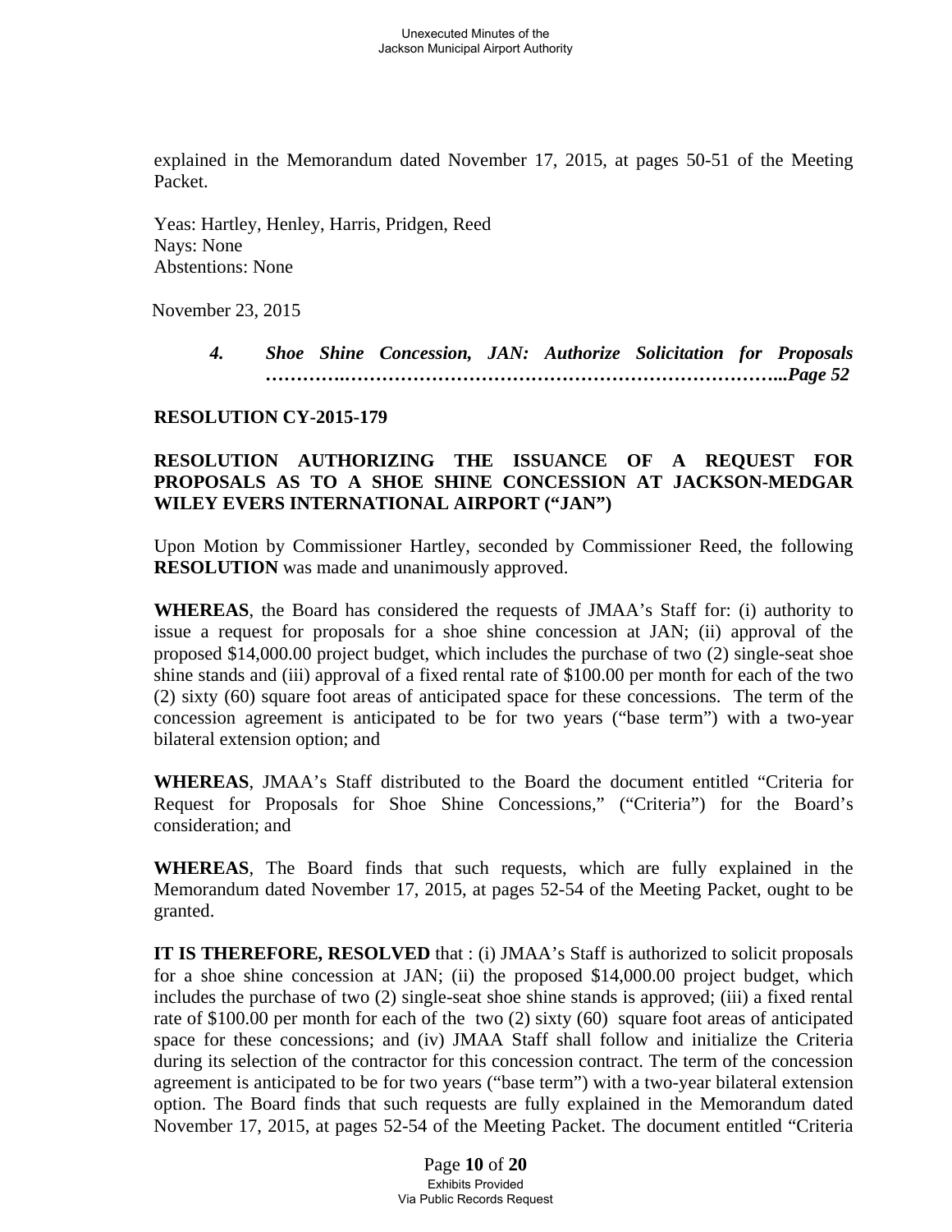explained in the Memorandum dated November 17, 2015, at pages 50-51 of the Meeting Packet.

Yeas: Hartley, Henley, Harris, Pridgen, Reed
Nays: None
Abstentions: None

November 23, 2015

> ***4. Shoe Shine Concession, JAN: Authorize Solicitation for Proposals …………..……………………………………………………………...Page 52***

**RESOLUTION CY-2015-179**

**RESOLUTION AUTHORIZING THE ISSUANCE OF A REQUEST FOR PROPOSALS AS TO A SHOE SHINE CONCESSION AT JACKSON-MEDGAR WILEY EVERS INTERNATIONAL AIRPORT ("JAN")**

Upon Motion by Commissioner Hartley, seconded by Commissioner Reed, the following **RESOLUTION** was made and unanimously approved.

**WHEREAS**, the Board has considered the requests of JMAA's Staff for: (i) authority to issue a request for proposals for a shoe shine concession at JAN; (ii) approval of the proposed $14,000.00 project budget, which includes the purchase of two (2) single-seat shoe shine stands and (iii) approval of a fixed rental rate of $100.00 per month for each of the two (2) sixty (60) square foot areas of anticipated space for these concessions. The term of the concession agreement is anticipated to be for two years ("base term") with a two-year bilateral extension option; and

**WHEREAS**, JMAA's Staff distributed to the Board the document entitled "Criteria for Request for Proposals for Shoe Shine Concessions," ("Criteria") for the Board's consideration; and

**WHEREAS**, The Board finds that such requests, which are fully explained in the Memorandum dated November 17, 2015, at pages 52-54 of the Meeting Packet, ought to be granted.

**IT IS THEREFORE, RESOLVED** that : (i) JMAA's Staff is authorized to solicit proposals for a shoe shine concession at JAN; (ii) the proposed $14,000.00 project budget, which includes the purchase of two (2) single-seat shoe shine stands is approved; (iii) a fixed rental rate of $100.00 per month for each of the two (2) sixty (60) square foot areas of anticipated space for these concessions; and (iv) JMAA Staff shall follow and initialize the Criteria during its selection of the contractor for this concession contract. The term of the concession agreement is anticipated to be for two years ("base term") with a two-year bilateral extension option. The Board finds that such requests are fully explained in the Memorandum dated November 17, 2015, at pages 52-54 of the Meeting Packet. The document entitled "Criteria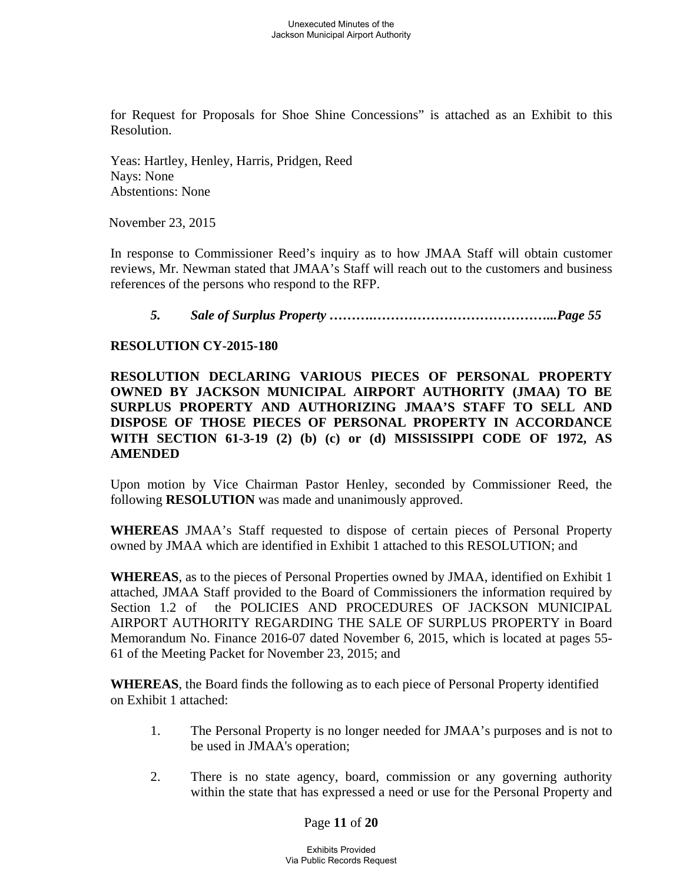for Request for Proposals for Shoe Shine Concessions" is attached as an Exhibit to this Resolution.

Yeas: Hartley, Henley, Harris, Pridgen, Reed
Nays: None
Abstentions: None

November 23, 2015

In response to Commissioner Reed's inquiry as to how JMAA Staff will obtain customer reviews, Mr. Newman stated that JMAA's Staff will reach out to the customers and business references of the persons who respond to the RFP.

***5. Sale of Surplus Property ……….…………………………………...Page 55***

**RESOLUTION CY-2015-180**

**RESOLUTION DECLARING VARIOUS PIECES OF PERSONAL PROPERTY OWNED BY JACKSON MUNICIPAL AIRPORT AUTHORITY (JMAA) TO BE SURPLUS PROPERTY AND AUTHORIZING JMAA'S STAFF TO SELL AND DISPOSE OF THOSE PIECES OF PERSONAL PROPERTY IN ACCORDANCE WITH SECTION 61-3-19 (2) (b) (c) or (d) MISSISSIPPI CODE OF 1972, AS AMENDED**

Upon motion by Vice Chairman Pastor Henley, seconded by Commissioner Reed, the following **RESOLUTION** was made and unanimously approved.

**WHEREAS** JMAA's Staff requested to dispose of certain pieces of Personal Property owned by JMAA which are identified in Exhibit 1 attached to this RESOLUTION; and

**WHEREAS**, as to the pieces of Personal Properties owned by JMAA, identified on Exhibit 1 attached, JMAA Staff provided to the Board of Commissioners the information required by Section 1.2 of the POLICIES AND PROCEDURES OF JACKSON MUNICIPAL AIRPORT AUTHORITY REGARDING THE SALE OF SURPLUS PROPERTY in Board Memorandum No. Finance 2016-07 dated November 6, 2015, which is located at pages 55-61 of the Meeting Packet for November 23, 2015; and

**WHEREAS**, the Board finds the following as to each piece of Personal Property identified on Exhibit 1 attached:

1. The Personal Property is no longer needed for JMAA's purposes and is not to be used in JMAA's operation;

2. There is no state agency, board, commission or any governing authority within the state that has expressed a need or use for the Personal Property and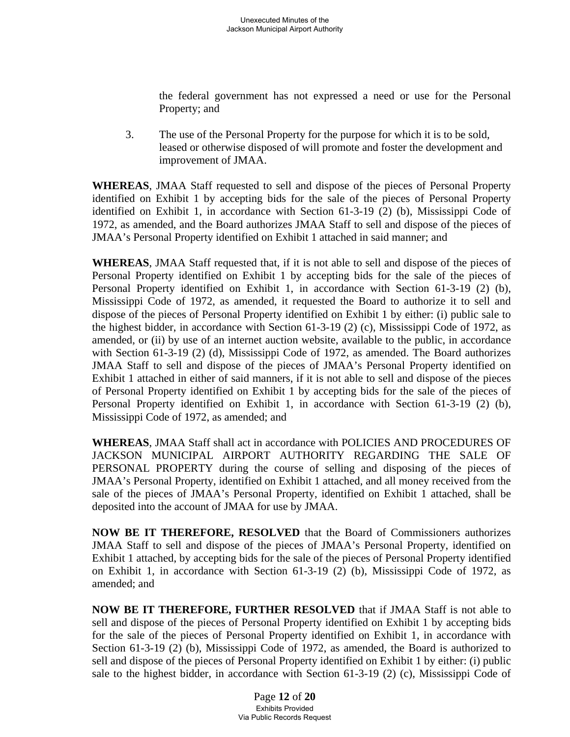the federal government has not expressed a need or use for the Personal Property; and

3. The use of the Personal Property for the purpose for which it is to be sold, leased or otherwise disposed of will promote and foster the development and improvement of JMAA.

**WHEREAS**, JMAA Staff requested to sell and dispose of the pieces of Personal Property identified on Exhibit 1 by accepting bids for the sale of the pieces of Personal Property identified on Exhibit 1, in accordance with Section 61-3-19 (2) (b), Mississippi Code of 1972, as amended, and the Board authorizes JMAA Staff to sell and dispose of the pieces of JMAA's Personal Property identified on Exhibit 1 attached in said manner; and

**WHEREAS**, JMAA Staff requested that, if it is not able to sell and dispose of the pieces of Personal Property identified on Exhibit 1 by accepting bids for the sale of the pieces of Personal Property identified on Exhibit 1, in accordance with Section 61-3-19 (2) (b), Mississippi Code of 1972, as amended, it requested the Board to authorize it to sell and dispose of the pieces of Personal Property identified on Exhibit 1 by either: (i) public sale to the highest bidder, in accordance with Section 61-3-19 (2) (c), Mississippi Code of 1972, as amended, or (ii) by use of an internet auction website, available to the public, in accordance with Section 61-3-19 (2) (d), Mississippi Code of 1972, as amended. The Board authorizes JMAA Staff to sell and dispose of the pieces of JMAA's Personal Property identified on Exhibit 1 attached in either of said manners, if it is not able to sell and dispose of the pieces of Personal Property identified on Exhibit 1 by accepting bids for the sale of the pieces of Personal Property identified on Exhibit 1, in accordance with Section 61-3-19 (2) (b), Mississippi Code of 1972, as amended; and

**WHEREAS**, JMAA Staff shall act in accordance with POLICIES AND PROCEDURES OF JACKSON MUNICIPAL AIRPORT AUTHORITY REGARDING THE SALE OF PERSONAL PROPERTY during the course of selling and disposing of the pieces of JMAA's Personal Property, identified on Exhibit 1 attached, and all money received from the sale of the pieces of JMAA's Personal Property, identified on Exhibit 1 attached, shall be deposited into the account of JMAA for use by JMAA.

**NOW BE IT THEREFORE, RESOLVED** that the Board of Commissioners authorizes JMAA Staff to sell and dispose of the pieces of JMAA's Personal Property, identified on Exhibit 1 attached, by accepting bids for the sale of the pieces of Personal Property identified on Exhibit 1, in accordance with Section 61-3-19 (2) (b), Mississippi Code of 1972, as amended; and

**NOW BE IT THEREFORE, FURTHER RESOLVED** that if JMAA Staff is not able to sell and dispose of the pieces of Personal Property identified on Exhibit 1 by accepting bids for the sale of the pieces of Personal Property identified on Exhibit 1, in accordance with Section 61-3-19 (2) (b), Mississippi Code of 1972, as amended, the Board is authorized to sell and dispose of the pieces of Personal Property identified on Exhibit 1 by either: (i) public sale to the highest bidder, in accordance with Section 61-3-19 (2) (c), Mississippi Code of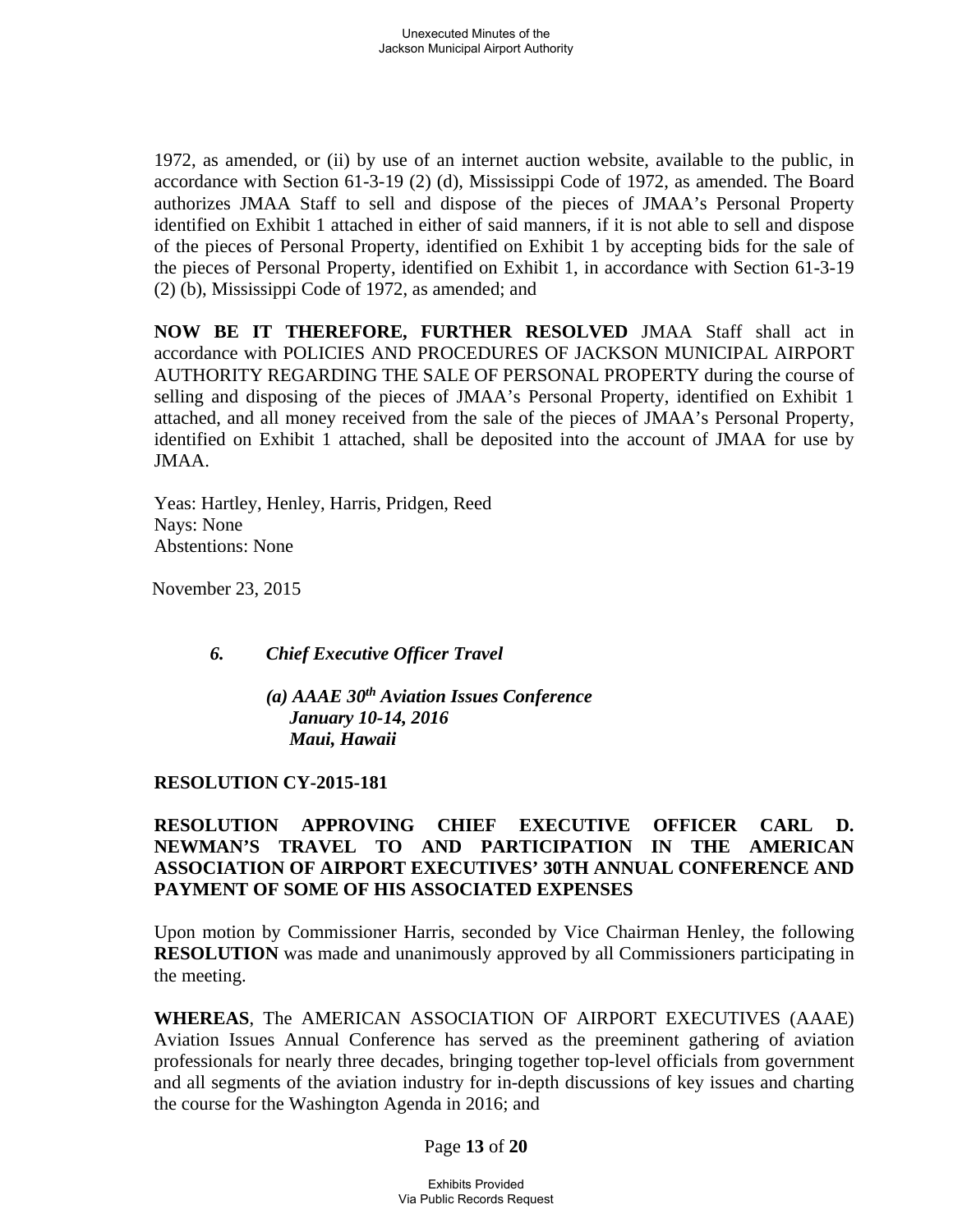1972, as amended, or (ii) by use of an internet auction website, available to the public, in accordance with Section 61-3-19 (2) (d), Mississippi Code of 1972, as amended. The Board authorizes JMAA Staff to sell and dispose of the pieces of JMAA's Personal Property identified on Exhibit 1 attached in either of said manners, if it is not able to sell and dispose of the pieces of Personal Property, identified on Exhibit 1 by accepting bids for the sale of the pieces of Personal Property, identified on Exhibit 1, in accordance with Section 61-3-19 (2) (b), Mississippi Code of 1972, as amended; and

**NOW BE IT THEREFORE, FURTHER RESOLVED** JMAA Staff shall act in accordance with POLICIES AND PROCEDURES OF JACKSON MUNICIPAL AIRPORT AUTHORITY REGARDING THE SALE OF PERSONAL PROPERTY during the course of selling and disposing of the pieces of JMAA's Personal Property, identified on Exhibit 1 attached, and all money received from the sale of the pieces of JMAA's Personal Property, identified on Exhibit 1 attached, shall be deposited into the account of JMAA for use by JMAA.

Yeas: Hartley, Henley, Harris, Pridgen, Reed
Nays: None
Abstentions: None

November 23, 2015

***6. Chief Executive Officer Travel***

***(a) AAAE 30th Aviation Issues Conference***
***January 10-14, 2016***
***Maui, Hawaii***

**RESOLUTION CY-2015-181**

**RESOLUTION APPROVING CHIEF EXECUTIVE OFFICER CARL D. NEWMAN'S TRAVEL TO AND PARTICIPATION IN THE AMERICAN ASSOCIATION OF AIRPORT EXECUTIVES' 30TH ANNUAL CONFERENCE AND PAYMENT OF SOME OF HIS ASSOCIATED EXPENSES**

Upon motion by Commissioner Harris, seconded by Vice Chairman Henley, the following **RESOLUTION** was made and unanimously approved by all Commissioners participating in the meeting.

**WHEREAS**, The AMERICAN ASSOCIATION OF AIRPORT EXECUTIVES (AAAE) Aviation Issues Annual Conference has served as the preeminent gathering of aviation professionals for nearly three decades, bringing together top-level officials from government and all segments of the aviation industry for in-depth discussions of key issues and charting the course for the Washington Agenda in 2016; and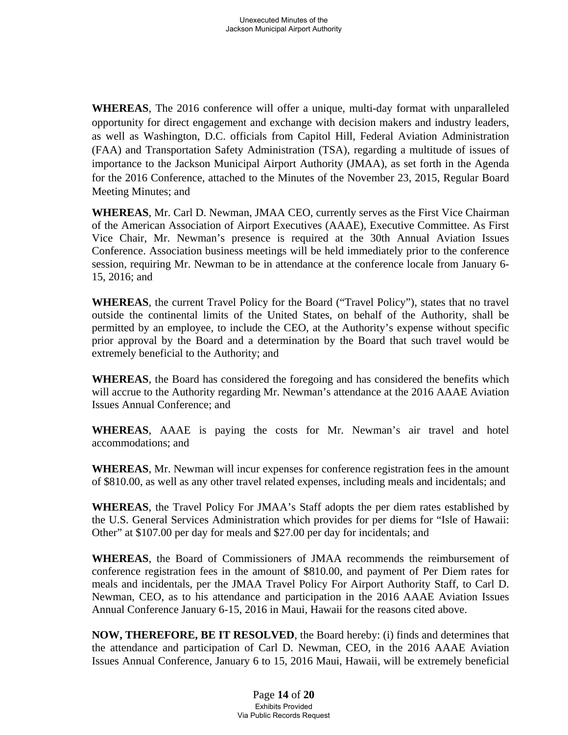**WHEREAS**, The 2016 conference will offer a unique, multi-day format with unparalleled opportunity for direct engagement and exchange with decision makers and industry leaders, as well as Washington, D.C. officials from Capitol Hill, Federal Aviation Administration (FAA) and Transportation Safety Administration (TSA), regarding a multitude of issues of importance to the Jackson Municipal Airport Authority (JMAA), as set forth in the Agenda for the 2016 Conference, attached to the Minutes of the November 23, 2015, Regular Board Meeting Minutes; and

**WHEREAS**, Mr. Carl D. Newman, JMAA CEO, currently serves as the First Vice Chairman of the American Association of Airport Executives (AAAE), Executive Committee. As First Vice Chair, Mr. Newman's presence is required at the 30th Annual Aviation Issues Conference. Association business meetings will be held immediately prior to the conference session, requiring Mr. Newman to be in attendance at the conference locale from January 6-15, 2016; and

**WHEREAS**, the current Travel Policy for the Board ("Travel Policy"), states that no travel outside the continental limits of the United States, on behalf of the Authority, shall be permitted by an employee, to include the CEO, at the Authority's expense without specific prior approval by the Board and a determination by the Board that such travel would be extremely beneficial to the Authority; and

**WHEREAS**, the Board has considered the foregoing and has considered the benefits which will accrue to the Authority regarding Mr. Newman's attendance at the 2016 AAAE Aviation Issues Annual Conference; and

**WHEREAS**, AAAE is paying the costs for Mr. Newman's air travel and hotel accommodations; and

**WHEREAS**, Mr. Newman will incur expenses for conference registration fees in the amount of $810.00, as well as any other travel related expenses, including meals and incidentals; and

**WHEREAS**, the Travel Policy For JMAA's Staff adopts the per diem rates established by the U.S. General Services Administration which provides for per diems for "Isle of Hawaii: Other" at $107.00 per day for meals and $27.00 per day for incidentals; and

**WHEREAS**, the Board of Commissioners of JMAA recommends the reimbursement of conference registration fees in the amount of $810.00, and payment of Per Diem rates for meals and incidentals, per the JMAA Travel Policy For Airport Authority Staff, to Carl D. Newman, CEO, as to his attendance and participation in the 2016 AAAE Aviation Issues Annual Conference January 6-15, 2016 in Maui, Hawaii for the reasons cited above.

**NOW, THEREFORE, BE IT RESOLVED**, the Board hereby: (i) finds and determines that the attendance and participation of Carl D. Newman, CEO, in the 2016 AAAE Aviation Issues Annual Conference, January 6 to 15, 2016 Maui, Hawaii, will be extremely beneficial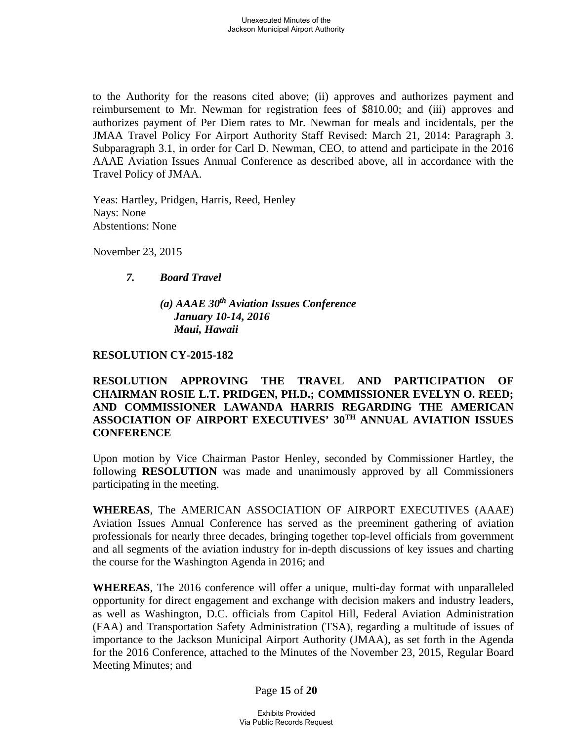to the Authority for the reasons cited above; (ii) approves and authorizes payment and reimbursement to Mr. Newman for registration fees of $810.00; and (iii) approves and authorizes payment of Per Diem rates to Mr. Newman for meals and incidentals, per the JMAA Travel Policy For Airport Authority Staff Revised: March 21, 2014: Paragraph 3. Subparagraph 3.1, in order for Carl D. Newman, CEO, to attend and participate in the 2016 AAAE Aviation Issues Annual Conference as described above, all in accordance with the Travel Policy of JMAA.

Yeas: Hartley, Pridgen, Harris, Reed, Henley
Nays: None
Abstentions: None

November 23, 2015

***7. Board Travel***

***(a) AAAE 30th Aviation Issues Conference***
***January 10-14, 2016***
***Maui, Hawaii***

**RESOLUTION CY-2015-182**

**RESOLUTION APPROVING THE TRAVEL AND PARTICIPATION OF CHAIRMAN ROSIE L.T. PRIDGEN, PH.D.; COMMISSIONER EVELYN O. REED; AND COMMISSIONER LAWANDA HARRIS REGARDING THE AMERICAN ASSOCIATION OF AIRPORT EXECUTIVES' 30TH ANNUAL AVIATION ISSUES CONFERENCE**

Upon motion by Vice Chairman Pastor Henley, seconded by Commissioner Hartley, the following **RESOLUTION** was made and unanimously approved by all Commissioners participating in the meeting.

**WHEREAS**, The AMERICAN ASSOCIATION OF AIRPORT EXECUTIVES (AAAE) Aviation Issues Annual Conference has served as the preeminent gathering of aviation professionals for nearly three decades, bringing together top-level officials from government and all segments of the aviation industry for in-depth discussions of key issues and charting the course for the Washington Agenda in 2016; and

**WHEREAS**, The 2016 conference will offer a unique, multi-day format with unparalleled opportunity for direct engagement and exchange with decision makers and industry leaders, as well as Washington, D.C. officials from Capitol Hill, Federal Aviation Administration (FAA) and Transportation Safety Administration (TSA), regarding a multitude of issues of importance to the Jackson Municipal Airport Authority (JMAA), as set forth in the Agenda for the 2016 Conference, attached to the Minutes of the November 23, 2015, Regular Board Meeting Minutes; and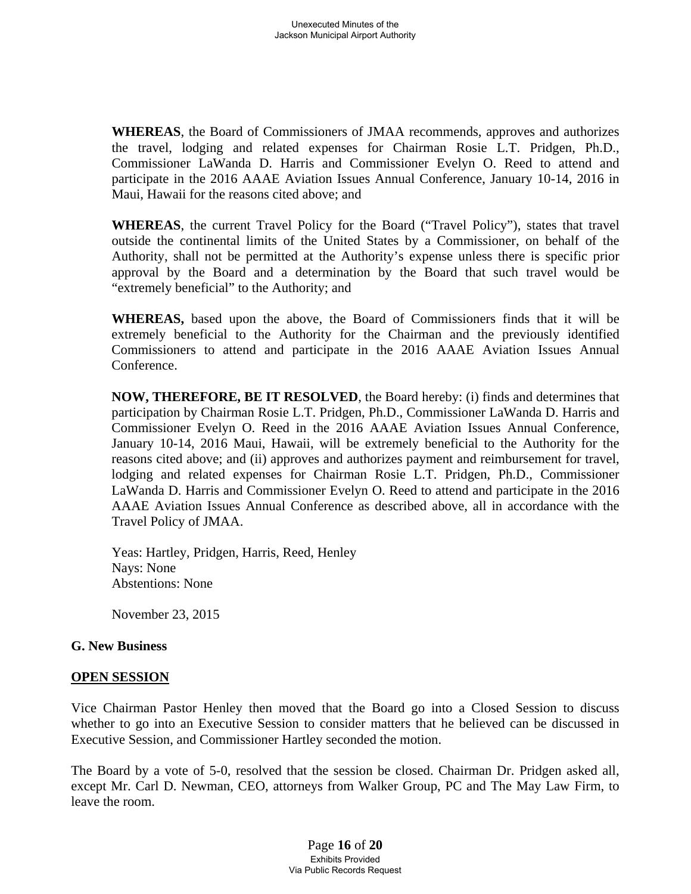**WHEREAS**, the Board of Commissioners of JMAA recommends, approves and authorizes the travel, lodging and related expenses for Chairman Rosie L.T. Pridgen, Ph.D., Commissioner LaWanda D. Harris and Commissioner Evelyn O. Reed to attend and participate in the 2016 AAAE Aviation Issues Annual Conference, January 10-14, 2016 in Maui, Hawaii for the reasons cited above; and

**WHEREAS**, the current Travel Policy for the Board ("Travel Policy"), states that travel outside the continental limits of the United States by a Commissioner, on behalf of the Authority, shall not be permitted at the Authority's expense unless there is specific prior approval by the Board and a determination by the Board that such travel would be "extremely beneficial" to the Authority; and

**WHEREAS,** based upon the above, the Board of Commissioners finds that it will be extremely beneficial to the Authority for the Chairman and the previously identified Commissioners to attend and participate in the 2016 AAAE Aviation Issues Annual Conference.

**NOW, THEREFORE, BE IT RESOLVED**, the Board hereby: (i) finds and determines that participation by Chairman Rosie L.T. Pridgen, Ph.D., Commissioner LaWanda D. Harris and Commissioner Evelyn O. Reed in the 2016 AAAE Aviation Issues Annual Conference, January 10-14, 2016 Maui, Hawaii, will be extremely beneficial to the Authority for the reasons cited above; and (ii) approves and authorizes payment and reimbursement for travel, lodging and related expenses for Chairman Rosie L.T. Pridgen, Ph.D., Commissioner LaWanda D. Harris and Commissioner Evelyn O. Reed to attend and participate in the 2016 AAAE Aviation Issues Annual Conference as described above, all in accordance with the Travel Policy of JMAA.

Yeas: Hartley, Pridgen, Harris, Reed, Henley
Nays: None
Abstentions: None

November 23, 2015

**G. New Business**

**OPEN SESSION**

Vice Chairman Pastor Henley then moved that the Board go into a Closed Session to discuss whether to go into an Executive Session to consider matters that he believed can be discussed in Executive Session, and Commissioner Hartley seconded the motion.

The Board by a vote of 5-0, resolved that the session be closed. Chairman Dr. Pridgen asked all, except Mr. Carl D. Newman, CEO, attorneys from Walker Group, PC and The May Law Firm, to leave the room.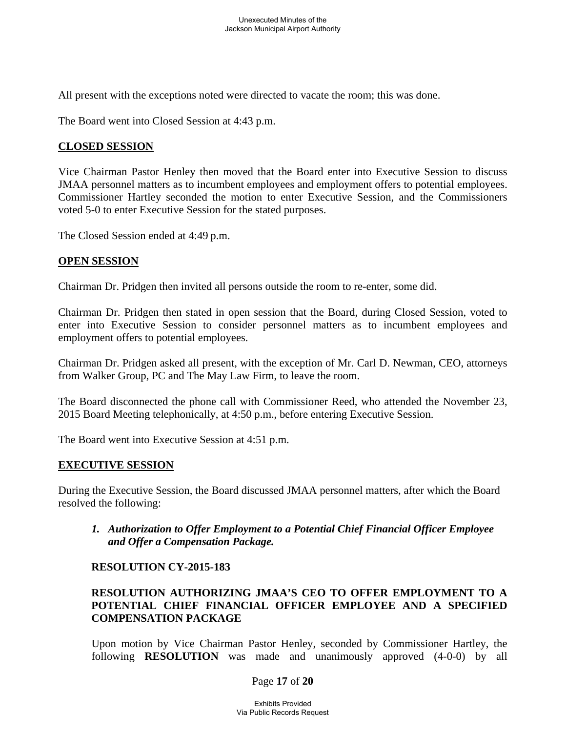All present with the exceptions noted were directed to vacate the room; this was done.

The Board went into Closed Session at 4:43 p.m.

**CLOSED SESSION**

Vice Chairman Pastor Henley then moved that the Board enter into Executive Session to discuss JMAA personnel matters as to incumbent employees and employment offers to potential employees. Commissioner Hartley seconded the motion to enter Executive Session, and the Commissioners voted 5-0 to enter Executive Session for the stated purposes.

The Closed Session ended at 4:49 p.m.

**OPEN SESSION**

Chairman Dr. Pridgen then invited all persons outside the room to re-enter, some did.

Chairman Dr. Pridgen then stated in open session that the Board, during Closed Session, voted to enter into Executive Session to consider personnel matters as to incumbent employees and employment offers to potential employees.

Chairman Dr. Pridgen asked all present, with the exception of Mr. Carl D. Newman, CEO, attorneys from Walker Group, PC and The May Law Firm, to leave the room.

The Board disconnected the phone call with Commissioner Reed, who attended the November 23, 2015 Board Meeting telephonically, at 4:50 p.m., before entering Executive Session.

The Board went into Executive Session at 4:51 p.m.

**EXECUTIVE SESSION**

During the Executive Session, the Board discussed JMAA personnel matters, after which the Board resolved the following:

1. ***Authorization to Offer Employment to a Potential Chief Financial Officer Employee and Offer a Compensation Package.***

**RESOLUTION CY-2015-183**

**RESOLUTION AUTHORIZING JMAA'S CEO TO OFFER EMPLOYMENT TO A POTENTIAL CHIEF FINANCIAL OFFICER EMPLOYEE AND A SPECIFIED COMPENSATION PACKAGE**

Upon motion by Vice Chairman Pastor Henley, seconded by Commissioner Hartley, the following **RESOLUTION** was made and unanimously approved (4-0-0) by all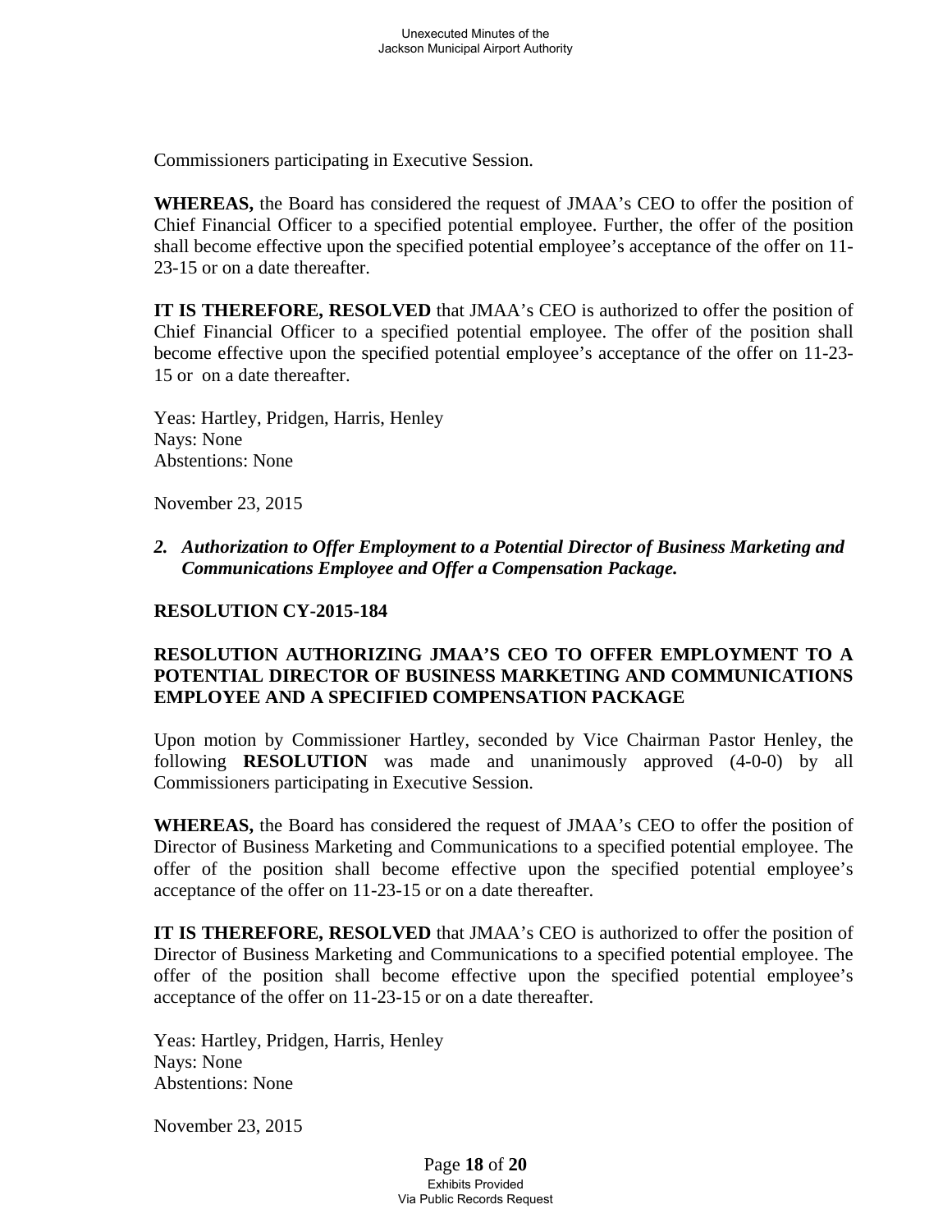Commissioners participating in Executive Session.

**WHEREAS,** the Board has considered the request of JMAA's CEO to offer the position of Chief Financial Officer to a specified potential employee. Further, the offer of the position shall become effective upon the specified potential employee's acceptance of the offer on 11-23-15 or on a date thereafter.

**IT IS THEREFORE, RESOLVED** that JMAA's CEO is authorized to offer the position of Chief Financial Officer to a specified potential employee. The offer of the position shall become effective upon the specified potential employee's acceptance of the offer on 11-23-15 or on a date thereafter.

Yeas: Hartley, Pridgen, Harris, Henley
Nays: None
Abstentions: None

November 23, 2015

2. ***Authorization to Offer Employment to a Potential Director of Business Marketing and Communications Employee and Offer a Compensation Package.***

**RESOLUTION CY-2015-184**

**RESOLUTION AUTHORIZING JMAA'S CEO TO OFFER EMPLOYMENT TO A POTENTIAL DIRECTOR OF BUSINESS MARKETING AND COMMUNICATIONS EMPLOYEE AND A SPECIFIED COMPENSATION PACKAGE**

Upon motion by Commissioner Hartley, seconded by Vice Chairman Pastor Henley, the following **RESOLUTION** was made and unanimously approved (4-0-0) by all Commissioners participating in Executive Session.

**WHEREAS,** the Board has considered the request of JMAA's CEO to offer the position of Director of Business Marketing and Communications to a specified potential employee. The offer of the position shall become effective upon the specified potential employee's acceptance of the offer on 11-23-15 or on a date thereafter.

**IT IS THEREFORE, RESOLVED** that JMAA's CEO is authorized to offer the position of Director of Business Marketing and Communications to a specified potential employee. The offer of the position shall become effective upon the specified potential employee's acceptance of the offer on 11-23-15 or on a date thereafter.

Yeas: Hartley, Pridgen, Harris, Henley
Nays: None
Abstentions: None

November 23, 2015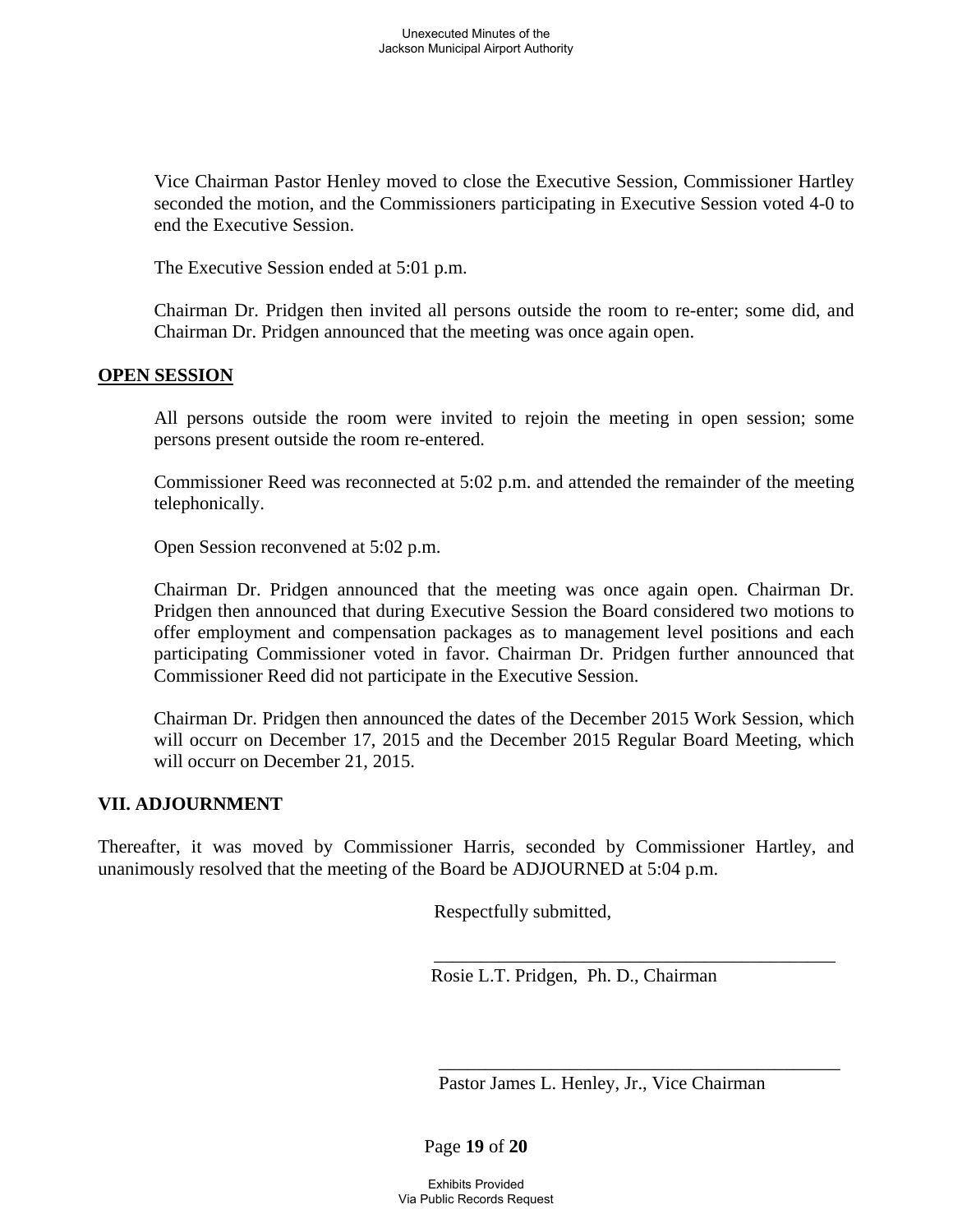Vice Chairman Pastor Henley moved to close the Executive Session, Commissioner Hartley seconded the motion, and the Commissioners participating in Executive Session voted 4-0 to end the Executive Session.

The Executive Session ended at 5:01 p.m.

Chairman Dr. Pridgen then invited all persons outside the room to re-enter; some did, and Chairman Dr. Pridgen announced that the meeting was once again open.

**OPEN SESSION**

All persons outside the room were invited to rejoin the meeting in open session; some persons present outside the room re-entered.

Commissioner Reed was reconnected at 5:02 p.m. and attended the remainder of the meeting telephonically.

Open Session reconvened at 5:02 p.m.

Chairman Dr. Pridgen announced that the meeting was once again open. Chairman Dr. Pridgen then announced that during Executive Session the Board considered two motions to offer employment and compensation packages as to management level positions and each participating Commissioner voted in favor. Chairman Dr. Pridgen further announced that Commissioner Reed did not participate in the Executive Session.

Chairman Dr. Pridgen then announced the dates of the December 2015 Work Session, which will occurr on December 17, 2015 and the December 2015 Regular Board Meeting, which will occurr on December 21, 2015.

**VII. ADJOURNMENT**

Thereafter, it was moved by Commissioner Harris, seconded by Commissioner Hartley, and unanimously resolved that the meeting of the Board be ADJOURNED at 5:04 p.m.

Respectfully submitted,

\_\_\_\_\_\_\_\_\_\_\_\_\_\_\_\_\_\_\_\_\_\_\_\_\_\_\_\_\_\_\_\_\_\_\_\_\_\_\_\_\_\_\_\_

Rosie L.T. Pridgen, Ph. D., Chairman

\_\_\_\_\_\_\_\_\_\_\_\_\_\_\_\_\_\_\_\_\_\_\_\_\_\_\_\_\_\_\_\_\_\_\_\_\_\_\_\_\_\_\_\_

Pastor James L. Henley, Jr., Vice Chairman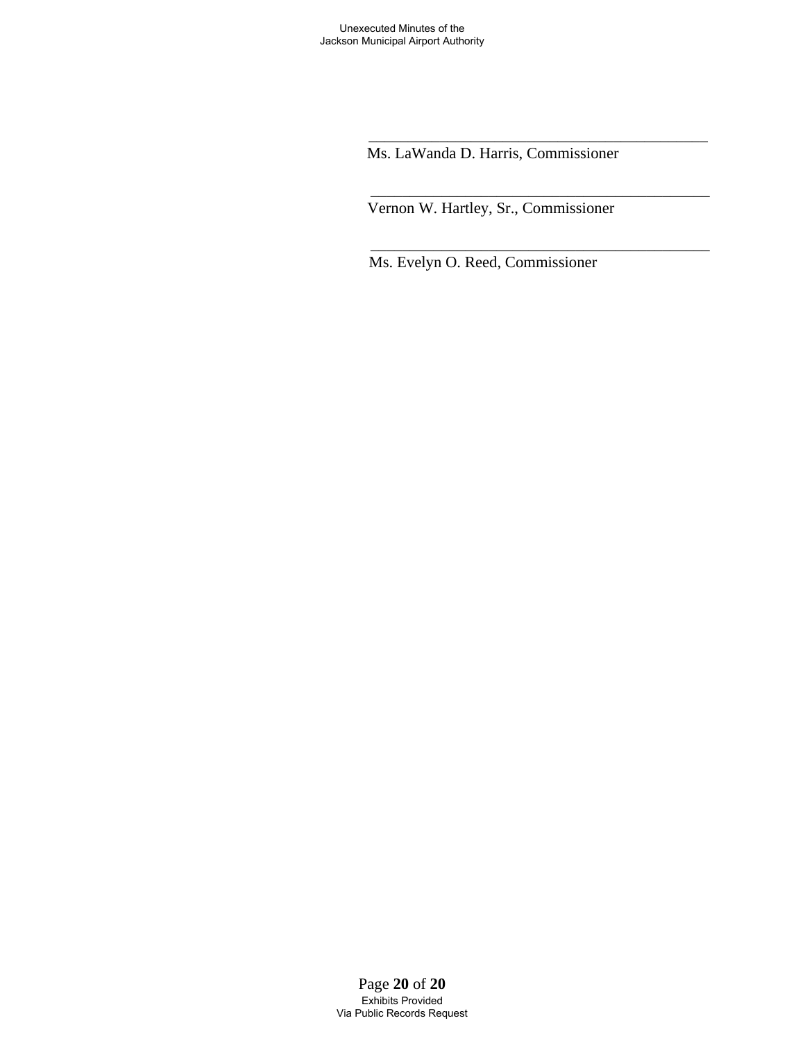\_\_\_\_\_\_\_\_\_\_\_\_\_\_\_\_\_\_\_\_\_\_\_\_\_\_\_\_\_\_\_\_\_\_\_\_\_\_\_\_\_\_\_\_
Ms. LaWanda D. Harris, Commissioner

\_\_\_\_\_\_\_\_\_\_\_\_\_\_\_\_\_\_\_\_\_\_\_\_\_\_\_\_\_\_\_\_\_\_\_\_\_\_\_\_\_\_\_\_
Vernon W. Hartley, Sr., Commissioner

\_\_\_\_\_\_\_\_\_\_\_\_\_\_\_\_\_\_\_\_\_\_\_\_\_\_\_\_\_\_\_\_\_\_\_\_\_\_\_\_\_\_\_\_
Ms. Evelyn O. Reed, Commissioner